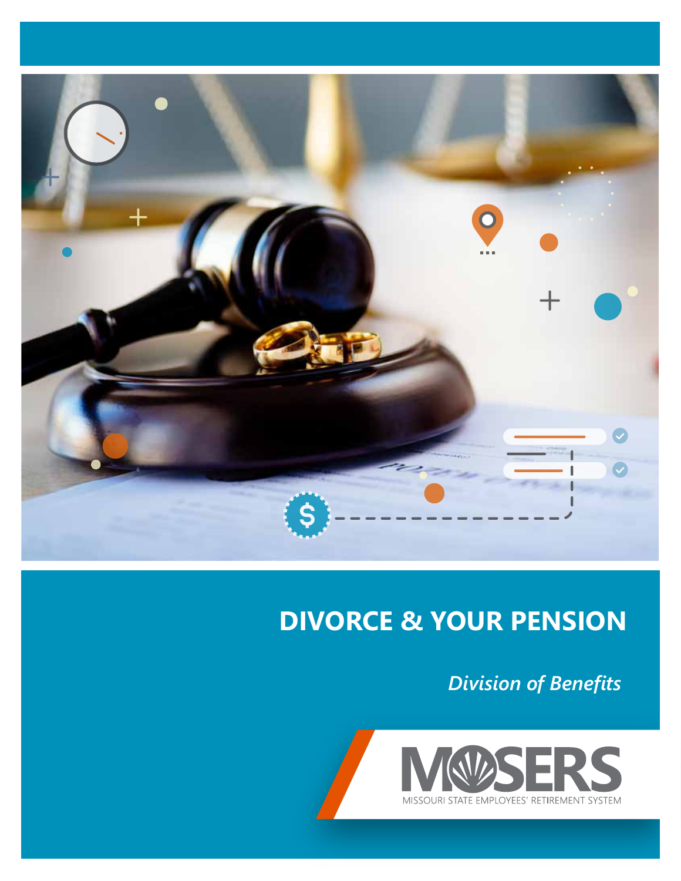# DIVORCE & YOUR PENSION

*Division of Benefits*

MOSERS

MISSOURI STATE EMPLOYEES' RETIREMENT SYSTEM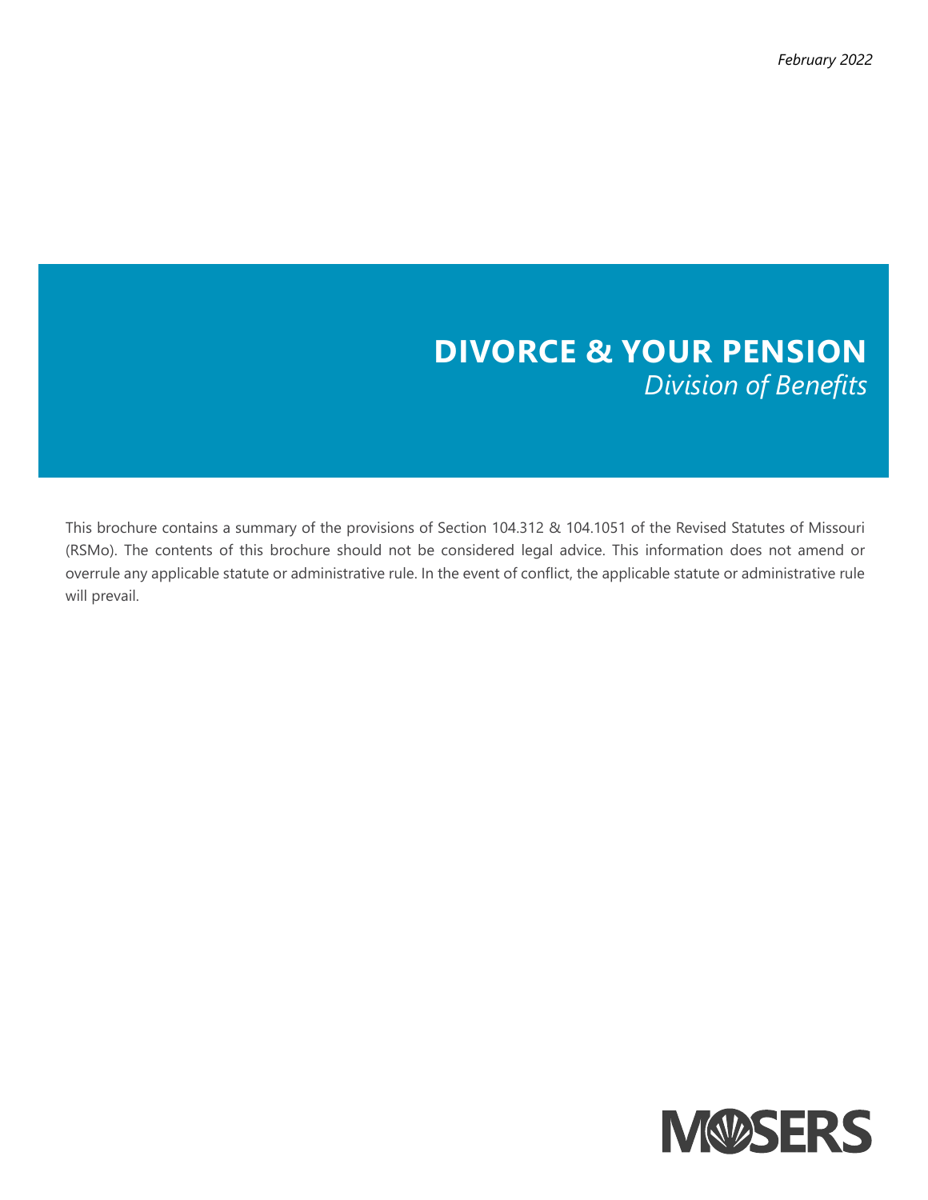February 2022

# DIVORCE & YOUR PENSION

*Division of Benefits*

This brochure contains a summary of the provisions of Section 104.312 & 104.1051 of the Revised Statutes of Missouri (RSMo). The contents of this brochure should not be considered legal advice. This information does not amend or overrule any applicable statute or administrative rule. In the event of conflict, the applicable statute or administrative rule will prevail.

MOSERS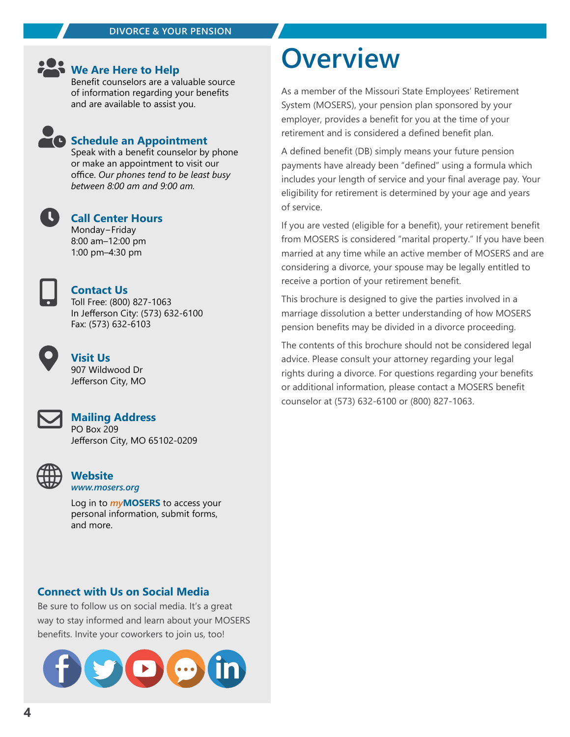# Overview

As a member of the Missouri State Employees' Retirement System (MOSERS), your pension plan sponsored by your employer, provides a benefit for you at the time of your retirement and is considered a defined benefit plan.

A defined benefit (DB) simply means your future pension payments have already been "defined" using a formula which includes your length of service and your final average pay. Your eligibility for retirement is determined by your age and years of service.

If you are vested (eligible for a benefit), your retirement benefit from MOSERS is considered "marital property." If you have been married at any time while an active member of MOSERS and are considering a divorce, your spouse may be legally entitled to receive a portion of your retirement benefit.

This brochure is designed to give the parties involved in a marriage dissolution a better understanding of how MOSERS pension benefits may be divided in a divorce proceeding.

The contents of this brochure should not be considered legal advice. Please consult your attorney regarding your legal rights during a divorce. For questions regarding your benefits or additional information, please contact a MOSERS benefit counselor at (573) 632-6100 or (800) 827-1063.

### We Are Here to Help

Benefit counselors are a valuable source of information regarding your benefits and are available to assist you.

### Schedule an Appointment

Speak with a benefit counselor by phone or make an appointment to visit our office. *Our phones tend to be least busy between 8:00 am and 9:00 am.*

### Call Center Hours

Monday–Friday
8:00 am–12:00 pm
1:00 pm–4:30 pm

### Contact Us

Toll Free: (800) 827-1063
In Jefferson City: (573) 632-6100
Fax: (573) 632-6103

### Visit Us

907 Wildwood Dr
Jefferson City, MO

### Mailing Address

PO Box 209
Jefferson City, MO 65102-0209

### Website

*www.mosers.org*

Log in to ***my*MOSERS** to access your personal information, submit forms, and more.

### Connect with Us on Social Media

Be sure to follow us on social media. It's a great way to stay informed and learn about your MOSERS benefits. Invite your coworkers to join us, too!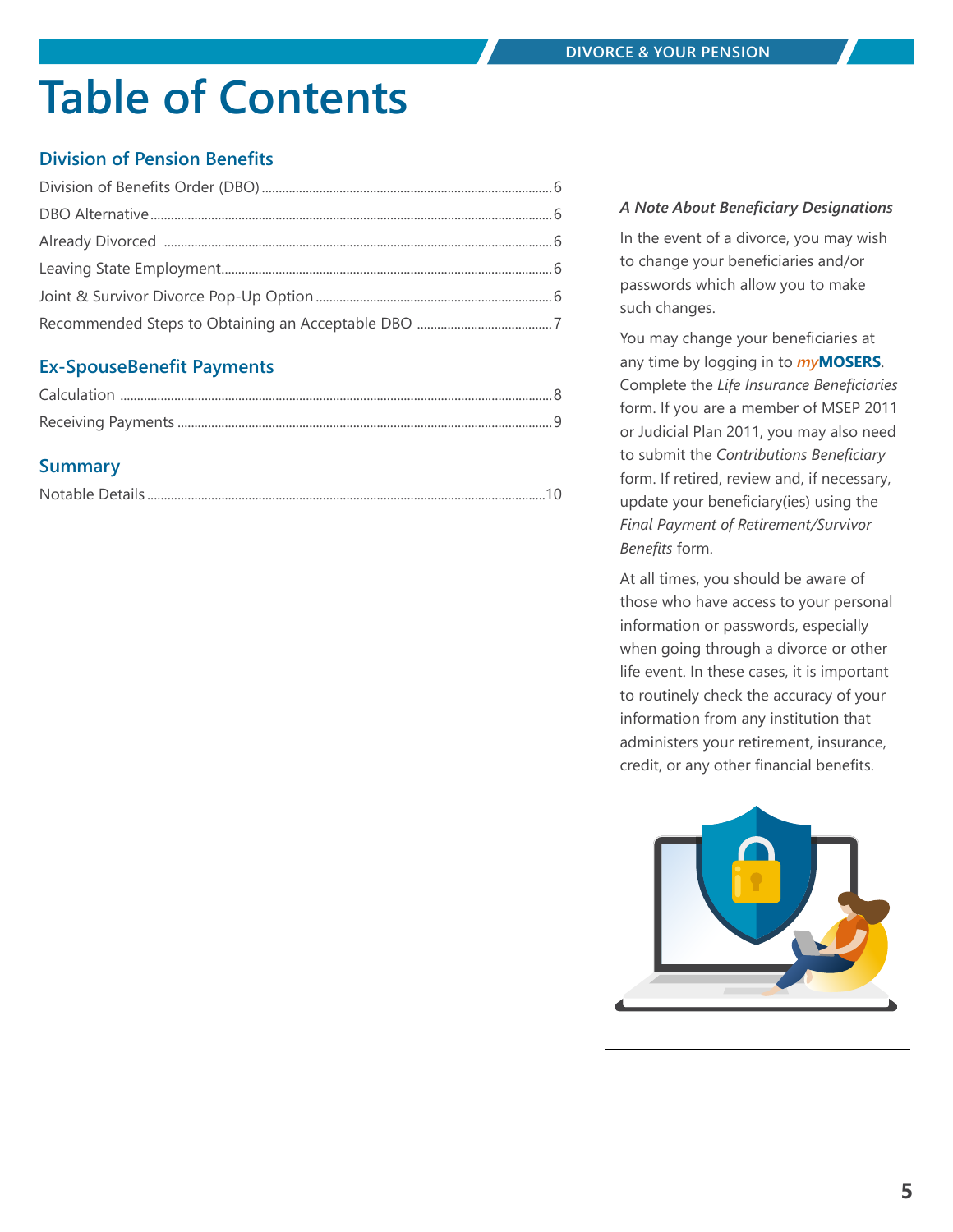# Table of Contents

## Division of Pension Benefits

Division of Benefits Order (DBO) .......... 6
DBO Alternative .......... 6
Already Divorced .......... 6
Leaving State Employment .......... 6
Joint & Survivor Divorce Pop-Up Option .......... 6
Recommended Steps to Obtaining an Acceptable DBO .......... 7

## Ex-SpouseBenefit Payments

Calculation .......... 8
Receiving Payments .......... 9

## Summary

Notable Details .......... 10

---

***A Note About Beneficiary Designations***

In the event of a divorce, you may wish to change your beneficiaries and/or passwords which allow you to make such changes.

You may change your beneficiaries at any time by logging in to ***my*****MOSERS**. Complete the *Life Insurance Beneficiaries* form. If you are a member of MSEP 2011 or Judicial Plan 2011, you may also need to submit the *Contributions Beneficiary* form. If retired, review and, if necessary, update your beneficiary(ies) using the *Final Payment of Retirement/Survivor Benefits* form.

At all times, you should be aware of those who have access to your personal information or passwords, especially when going through a divorce or other life event. In these cases, it is important to routinely check the accuracy of your information from any institution that administers your retirement, insurance, credit, or any other financial benefits.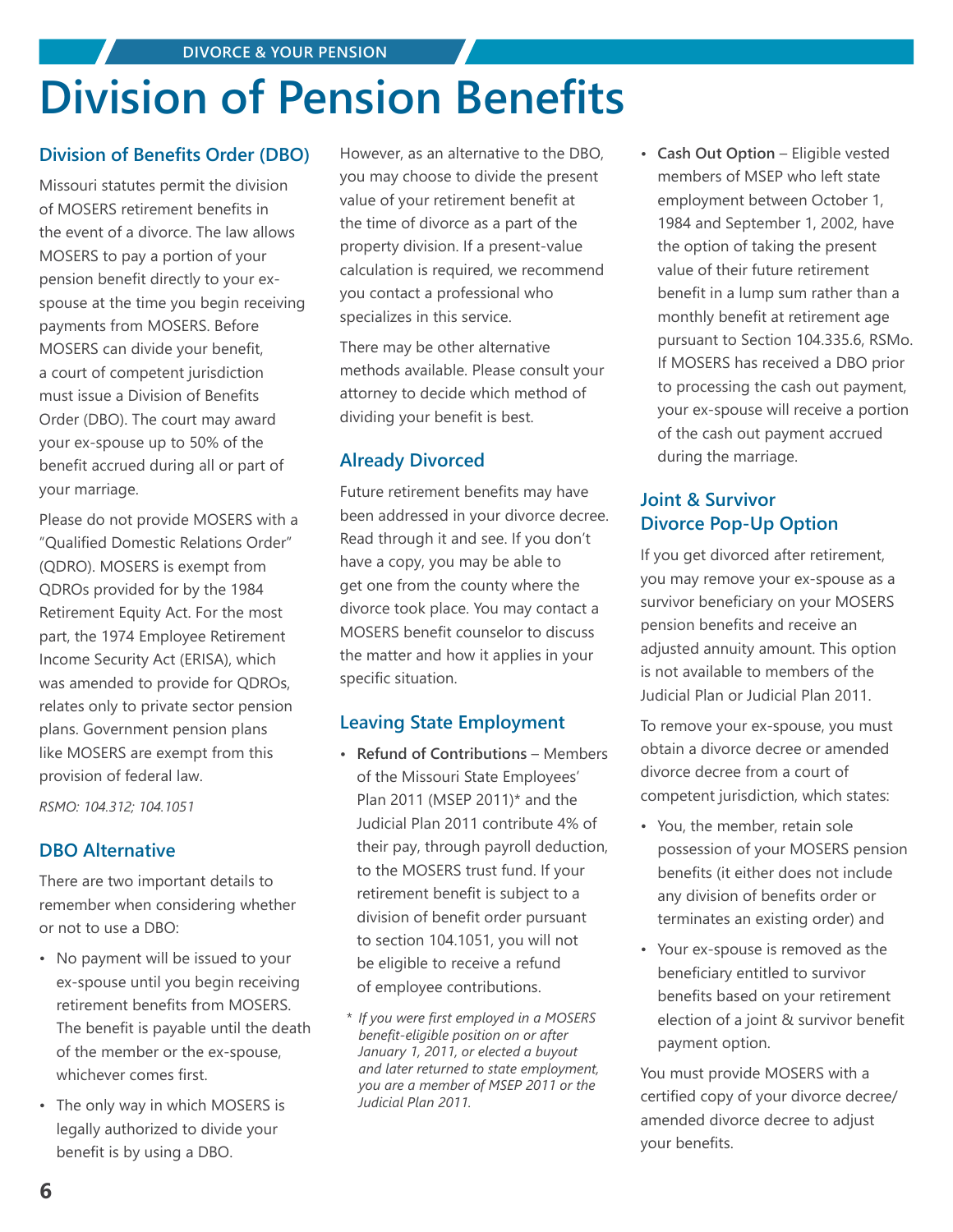# Division of Pension Benefits

## Division of Benefits Order (DBO)

Missouri statutes permit the division of MOSERS retirement benefits in the event of a divorce. The law allows MOSERS to pay a portion of your pension benefit directly to your ex-spouse at the time you begin receiving payments from MOSERS. Before MOSERS can divide your benefit, a court of competent jurisdiction must issue a Division of Benefits Order (DBO). The court may award your ex-spouse up to 50% of the benefit accrued during all or part of your marriage.

Please do not provide MOSERS with a "Qualified Domestic Relations Order" (QDRO). MOSERS is exempt from QDROs provided for by the 1984 Retirement Equity Act. For the most part, the 1974 Employee Retirement Income Security Act (ERISA), which was amended to provide for QDROs, relates only to private sector pension plans. Government pension plans like MOSERS are exempt from this provision of federal law.

*RSMO: 104.312; 104.1051*

## DBO Alternative

There are two important details to remember when considering whether or not to use a DBO:

- No payment will be issued to your ex-spouse until you begin receiving retirement benefits from MOSERS. The benefit is payable until the death of the member or the ex-spouse, whichever comes first.
- The only way in which MOSERS is legally authorized to divide your benefit is by using a DBO.

However, as an alternative to the DBO, you may choose to divide the present value of your retirement benefit at the time of divorce as a part of the property division. If a present-value calculation is required, we recommend you contact a professional who specializes in this service.

There may be other alternative methods available. Please consult your attorney to decide which method of dividing your benefit is best.

## Already Divorced

Future retirement benefits may have been addressed in your divorce decree. Read through it and see. If you don't have a copy, you may be able to get one from the county where the divorce took place. You may contact a MOSERS benefit counselor to discuss the matter and how it applies in your specific situation.

## Leaving State Employment

- **Refund of Contributions** – Members of the Missouri State Employees' Plan 2011 (MSEP 2011)* and the Judicial Plan 2011 contribute 4% of their pay, through payroll deduction, to the MOSERS trust fund. If your retirement benefit is subject to a division of benefit order pursuant to section 104.1051, you will not be eligible to receive a refund of employee contributions.

*\* If you were first employed in a MOSERS benefit-eligible position on or after January 1, 2011, or elected a buyout and later returned to state employment, you are a member of MSEP 2011 or the Judicial Plan 2011.*

- **Cash Out Option** – Eligible vested members of MSEP who left state employment between October 1, 1984 and September 1, 2002, have the option of taking the present value of their future retirement benefit in a lump sum rather than a monthly benefit at retirement age pursuant to Section 104.335.6, RSMo. If MOSERS has received a DBO prior to processing the cash out payment, your ex-spouse will receive a portion of the cash out payment accrued during the marriage.

## Joint & Survivor Divorce Pop-Up Option

If you get divorced after retirement, you may remove your ex-spouse as a survivor beneficiary on your MOSERS pension benefits and receive an adjusted annuity amount. This option is not available to members of the Judicial Plan or Judicial Plan 2011.

To remove your ex-spouse, you must obtain a divorce decree or amended divorce decree from a court of competent jurisdiction, which states:

- You, the member, retain sole possession of your MOSERS pension benefits (it either does not include any division of benefits order or terminates an existing order) and
- Your ex-spouse is removed as the beneficiary entitled to survivor benefits based on your retirement election of a joint & survivor benefit payment option.

You must provide MOSERS with a certified copy of your divorce decree/amended divorce decree to adjust your benefits.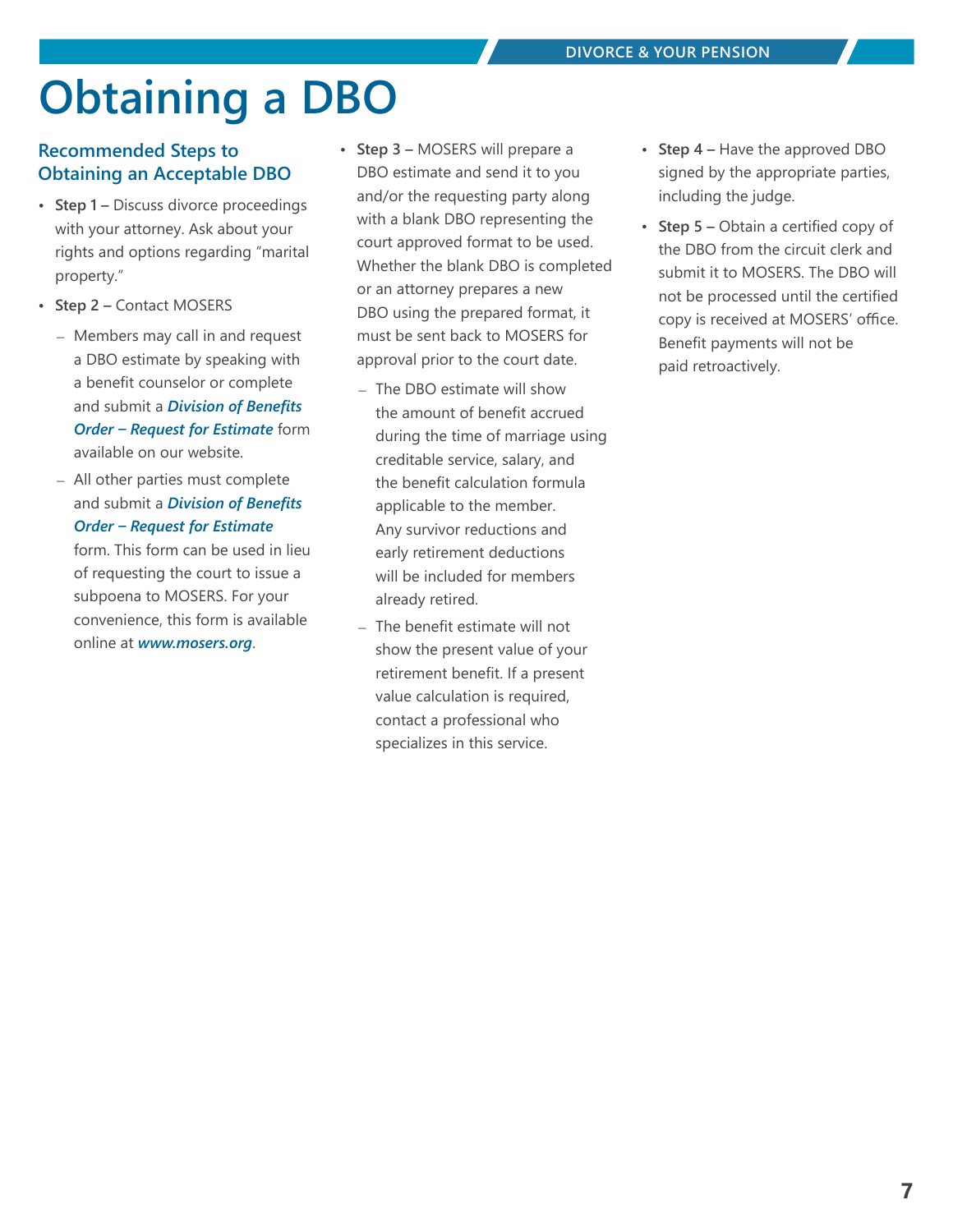# Obtaining a DBO

## Recommended Steps to Obtaining an Acceptable DBO

- **Step 1 –** Discuss divorce proceedings with your attorney. Ask about your rights and options regarding "marital property."
- **Step 2 –** Contact MOSERS
  - Members may call in and request a DBO estimate by speaking with a benefit counselor or complete and submit a ***Division of Benefits Order – Request for Estimate*** form available on our website.
  - All other parties must complete and submit a ***Division of Benefits Order – Request for Estimate*** form. This form can be used in lieu of requesting the court to issue a subpoena to MOSERS. For your convenience, this form is available online at ***www.mosers.org***.
- **Step 3 –** MOSERS will prepare a DBO estimate and send it to you and/or the requesting party along with a blank DBO representing the court approved format to be used. Whether the blank DBO is completed or an attorney prepares a new DBO using the prepared format, it must be sent back to MOSERS for approval prior to the court date.
  - The DBO estimate will show the amount of benefit accrued during the time of marriage using creditable service, salary, and the benefit calculation formula applicable to the member. Any survivor reductions and early retirement deductions will be included for members already retired.
  - The benefit estimate will not show the present value of your retirement benefit. If a present value calculation is required, contact a professional who specializes in this service.
- **Step 4 –** Have the approved DBO signed by the appropriate parties, including the judge.
- **Step 5 –** Obtain a certified copy of the DBO from the circuit clerk and submit it to MOSERS. The DBO will not be processed until the certified copy is received at MOSERS' office. Benefit payments will not be paid retroactively.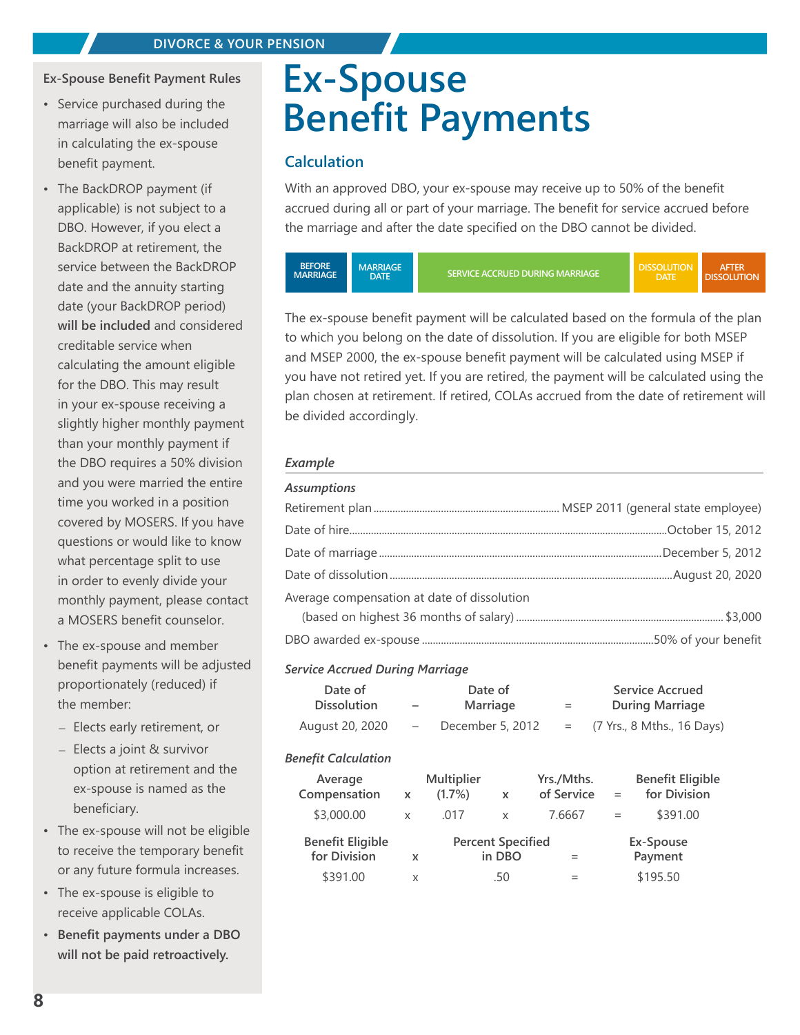# Ex-Spouse Benefit Payments

## Calculation

With an approved DBO, your ex-spouse may receive up to 50% of the benefit accrued during all or part of your marriage. The benefit for service accrued before the marriage and after the date specified on the DBO cannot be divided.

BEFORE MARRIAGE | MARRIAGE DATE | SERVICE ACCRUED DURING MARRIAGE | DISSOLUTION DATE | AFTER DISSOLUTION

The ex-spouse benefit payment will be calculated based on the formula of the plan to which you belong on the date of dissolution. If you are eligible for both MSEP and MSEP 2000, the ex-spouse benefit payment will be calculated using MSEP if you have not retired yet. If you are retired, the payment will be calculated using the plan chosen at retirement. If retired, COLAs accrued from the date of retirement will be divided accordingly.

### *Example*

***Assumptions***

| | |
|---|---|
| Retirement plan | MSEP 2011 (general state employee) |
| Date of hire | October 15, 2012 |
| Date of marriage | December 5, 2012 |
| Date of dissolution | August 20, 2020 |
| Average compensation at date of dissolution (based on highest 36 months of salary) | $3,000 |
| DBO awarded ex-spouse | 50% of your benefit |

***Service Accrued During Marriage***

| Date of Dissolution | – | Date of Marriage | = | Service Accrued During Marriage |
|---|---|---|---|---|
| August 20, 2020 | – | December 5, 2012 | = | (7 Yrs., 8 Mths., 16 Days) |

***Benefit Calculation***

| Average Compensation | x | Multiplier (1.7%) | x | Yrs./Mths. of Service | = | Benefit Eligible for Division |
|---|---|---|---|---|---|---|
| $3,000.00 | x | .017 | x | 7.6667 | = | $391.00 |

| Benefit Eligible for Division | x | Percent Specified in DBO | = | Ex-Spouse Payment |
|---|---|---|---|---|
| $391.00 | x | .50 | = | $195.50 |

**Ex-Spouse Benefit Payment Rules**

- Service purchased during the marriage will also be included in calculating the ex-spouse benefit payment.
- The BackDROP payment (if applicable) is not subject to a DBO. However, if you elect a BackDROP at retirement, the service between the BackDROP date and the annuity starting date (your BackDROP period) **will be included** and considered creditable service when calculating the amount eligible for the DBO. This may result in your ex-spouse receiving a slightly higher monthly payment than your monthly payment if the DBO requires a 50% division and you were married the entire time you worked in a position covered by MOSERS. If you have questions or would like to know what percentage split to use in order to evenly divide your monthly payment, please contact a MOSERS benefit counselor.
- The ex-spouse and member benefit payments will be adjusted proportionately (reduced) if the member:
  - Elects early retirement, or
  - Elects a joint & survivor option at retirement and the ex-spouse is named as the beneficiary.
- The ex-spouse will not be eligible to receive the temporary benefit or any future formula increases.
- The ex-spouse is eligible to receive applicable COLAs.
- **Benefit payments under a DBO will not be paid retroactively.**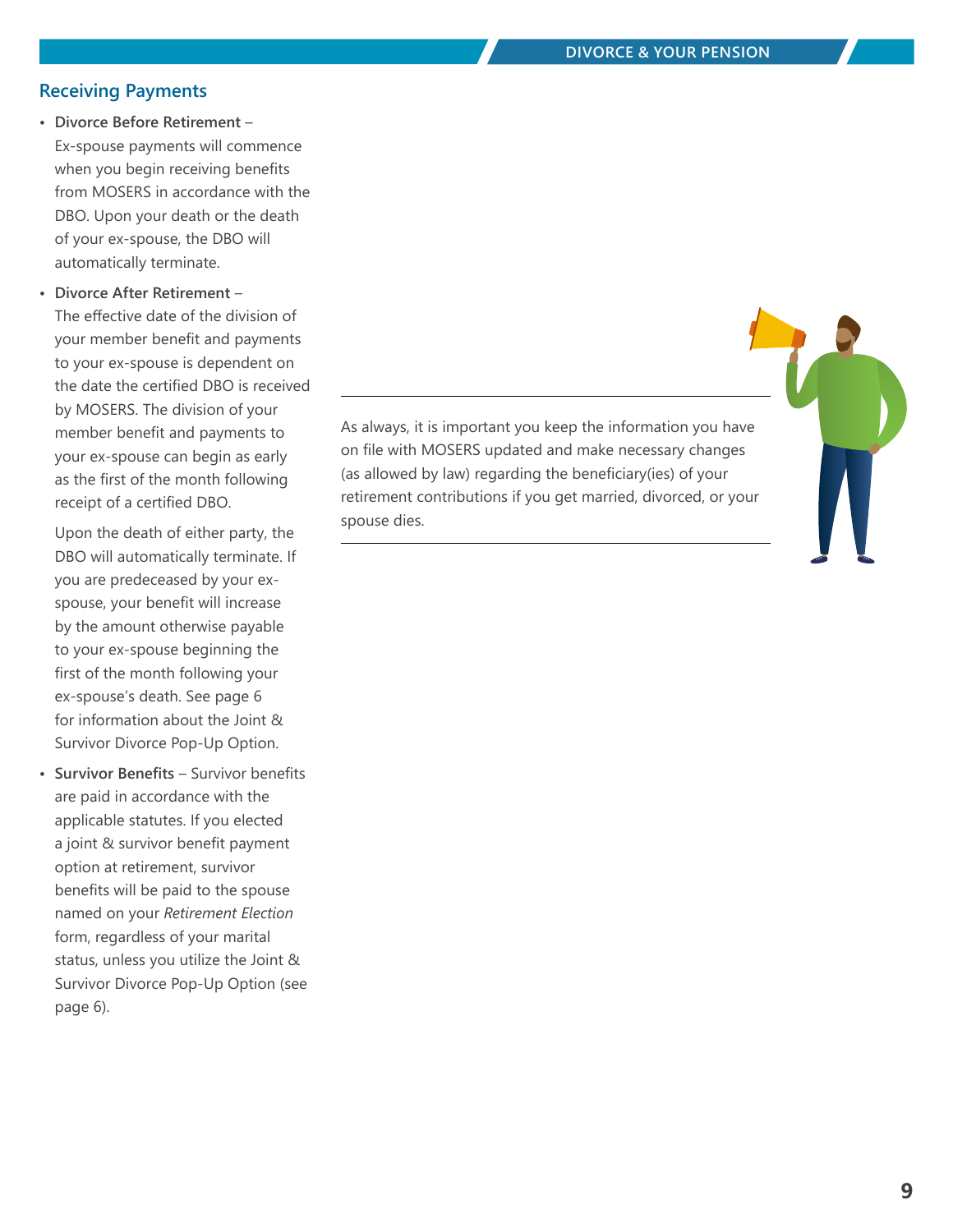## Receiving Payments

- **Divorce Before Retirement** – Ex-spouse payments will commence when you begin receiving benefits from MOSERS in accordance with the DBO. Upon your death or the death of your ex-spouse, the DBO will automatically terminate.
- **Divorce After Retirement** – The effective date of the division of your member benefit and payments to your ex-spouse is dependent on the date the certified DBO is received by MOSERS. The division of your member benefit and payments to your ex-spouse can begin as early as the first of the month following receipt of a certified DBO.

  Upon the death of either party, the DBO will automatically terminate. If you are predeceased by your ex-spouse, your benefit will increase by the amount otherwise payable to your ex-spouse beginning the first of the month following your ex-spouse's death. See page 6 for information about the Joint & Survivor Divorce Pop-Up Option.
- **Survivor Benefits** – Survivor benefits are paid in accordance with the applicable statutes. If you elected a joint & survivor benefit payment option at retirement, survivor benefits will be paid to the spouse named on your *Retirement Election* form, regardless of your marital status, unless you utilize the Joint & Survivor Divorce Pop-Up Option (see page 6).

---

As always, it is important you keep the information you have on file with MOSERS updated and make necessary changes (as allowed by law) regarding the beneficiary(ies) of your retirement contributions if you get married, divorced, or your spouse dies.

---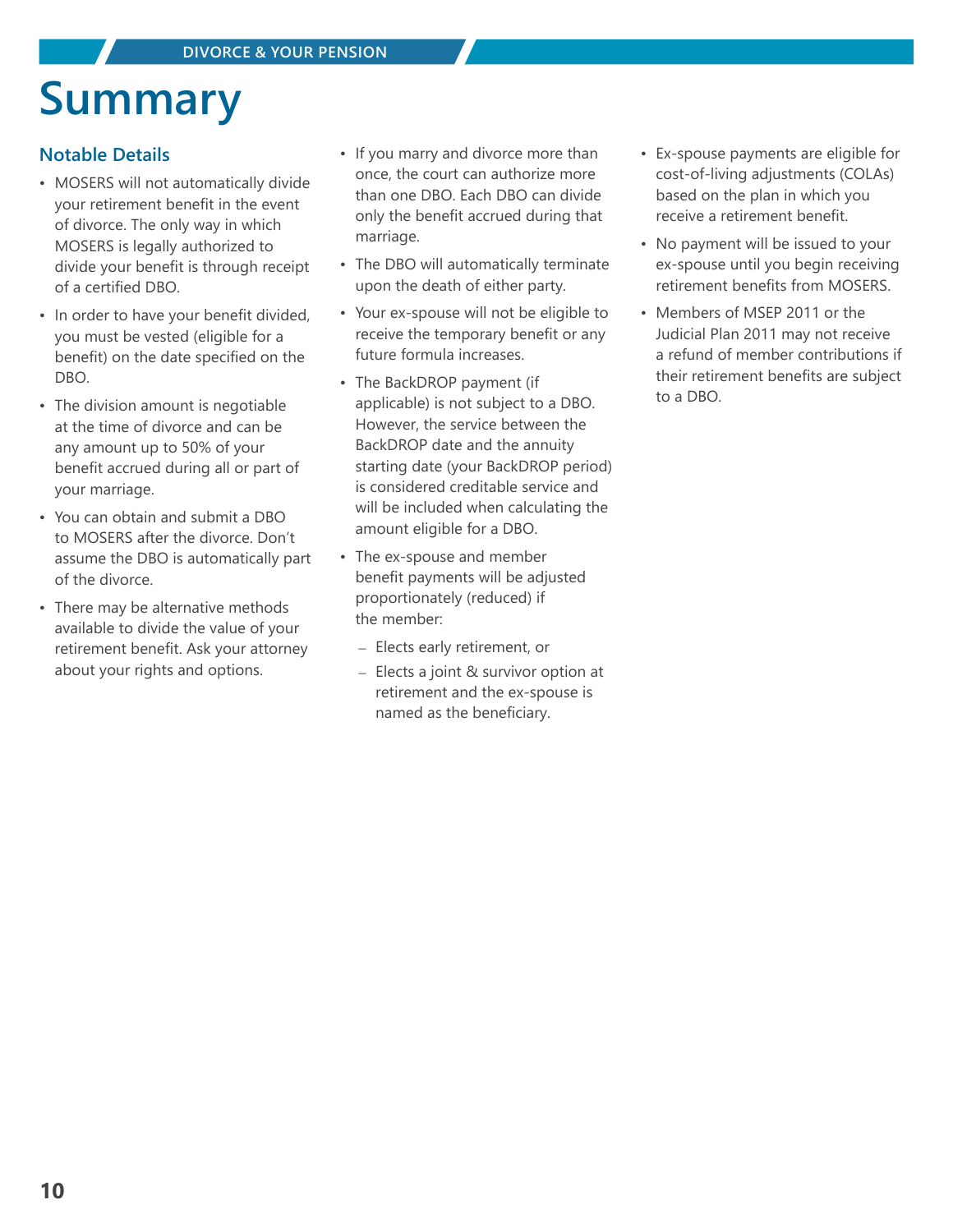# Summary

## Notable Details

- MOSERS will not automatically divide your retirement benefit in the event of divorce. The only way in which MOSERS is legally authorized to divide your benefit is through receipt of a certified DBO.
- In order to have your benefit divided, you must be vested (eligible for a benefit) on the date specified on the DBO.
- The division amount is negotiable at the time of divorce and can be any amount up to 50% of your benefit accrued during all or part of your marriage.
- You can obtain and submit a DBO to MOSERS after the divorce. Don't assume the DBO is automatically part of the divorce.
- There may be alternative methods available to divide the value of your retirement benefit. Ask your attorney about your rights and options.
- If you marry and divorce more than once, the court can authorize more than one DBO. Each DBO can divide only the benefit accrued during that marriage.
- The DBO will automatically terminate upon the death of either party.
- Your ex-spouse will not be eligible to receive the temporary benefit or any future formula increases.
- The BackDROP payment (if applicable) is not subject to a DBO. However, the service between the BackDROP date and the annuity starting date (your BackDROP period) is considered creditable service and will be included when calculating the amount eligible for a DBO.
- The ex-spouse and member benefit payments will be adjusted proportionately (reduced) if the member:
  - Elects early retirement, or
  - Elects a joint & survivor option at retirement and the ex-spouse is named as the beneficiary.
- Ex-spouse payments are eligible for cost-of-living adjustments (COLAs) based on the plan in which you receive a retirement benefit.
- No payment will be issued to your ex-spouse until you begin receiving retirement benefits from MOSERS.
- Members of MSEP 2011 or the Judicial Plan 2011 may not receive a refund of member contributions if their retirement benefits are subject to a DBO.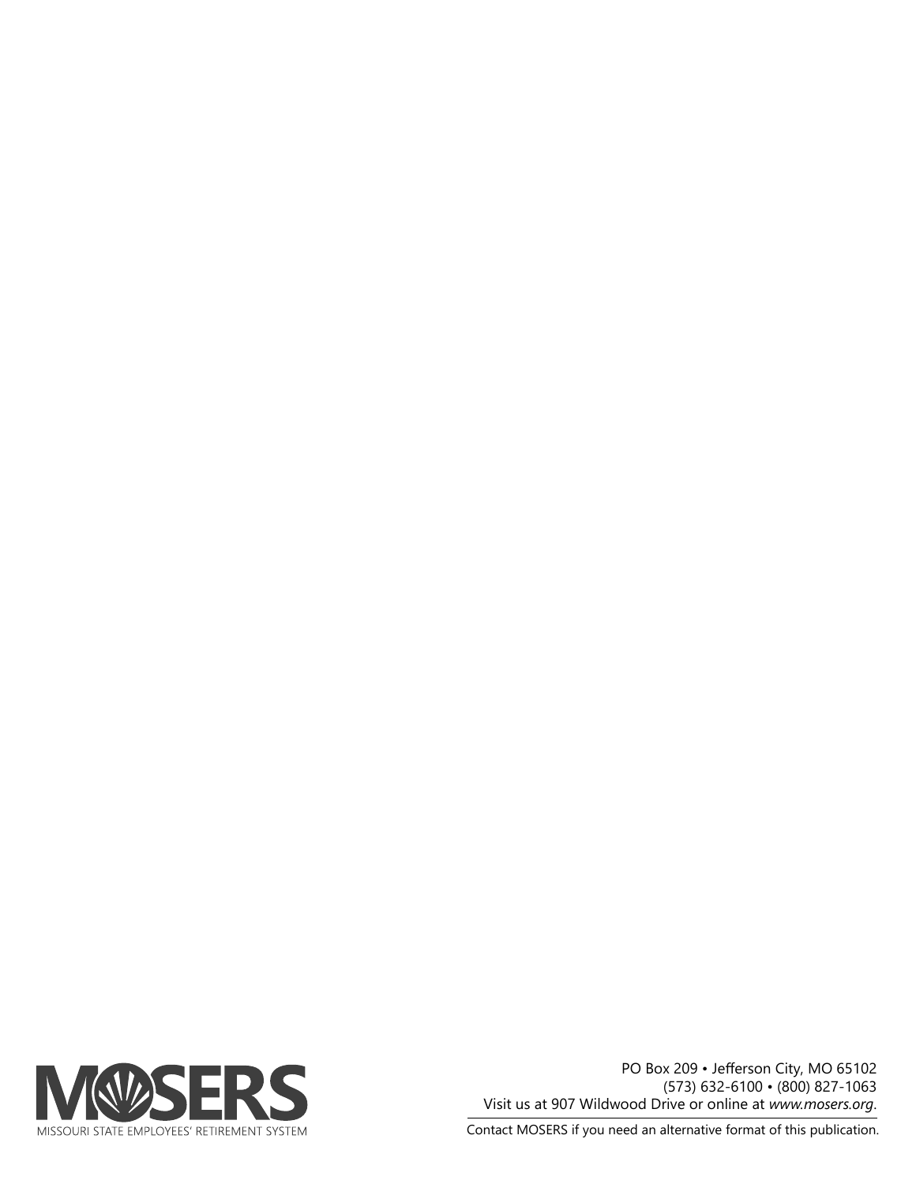MOSERS

MISSOURI STATE EMPLOYEES' RETIREMENT SYSTEM

PO Box 209 • Jefferson City, MO 65102
(573) 632-6100 • (800) 827-1063
Visit us at 907 Wildwood Drive or online at *www.mosers.org*.

Contact MOSERS if you need an alternative format of this publication.